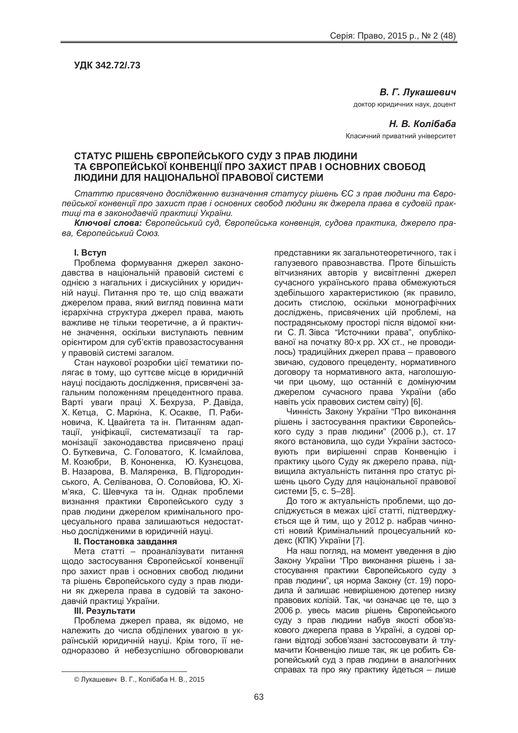**УДК 342.72/.73**

***В. Г. Лукашевич***

доктор юридичних наук, доцент

***Н. В. Колібаба***

Класичний приватний університет

# СТАТУС РІШЕНЬ ЄВРОПЕЙСЬКОГО СУДУ З ПРАВ ЛЮДИНИ ТА ЄВРОПЕЙСЬКОЇ КОНВЕНЦІЇ ПРО ЗАХИСТ ПРАВ І ОСНОВНИХ СВОБОД ЛЮДИНИ ДЛЯ НАЦІОНАЛЬНОЇ ПРАВОВОЇ СИСТЕМИ

*Статтю присвячено дослідженню визначення статусу рішень ЄС з прав людини та Європейської конвенції про захист прав і основних свобод людини як джерела права в судовій практиці та в законодавчій практиці України.*

***Ключові слова:*** *Європейський суд, Європейська конвенція, судова практика, джерело права, Європейський Союз.*

## I. Вступ

Проблема формування джерел законодавства в національній правовій системі є однією з нагальних і дискусійних у юридичній науці. Питання про те, що слід вважати джерелом права, який вигляд повинна мати ієрархічна структура джерел права, мають важливе не тільки теоретичне, а й практичне значення, оскільки виступають певним орієнтиром для суб'єктів правозастосування у правовій системі загалом.

Стан наукової розробки цієї тематики полягає в тому, що суттєве місце в юридичній науці посідають дослідження, присвячені загальним положенням прецедентного права. Варті уваги праці Х. Бехруза, Р. Давіда, Х. Кетца, С. Маркіна, К. Осакве, П. Рабиновича, К. Цвайгета та ін. Питанням адаптації, уніфікації, систематизації та гармонізації законодавства присвячено праці О. Буткевича, С. Головатого, К. Ісмайлова, М. Козюбри, В. Кононенка, Ю. Кузнєцова, В. Назарова, В. Маляренка, В. Підгородинського, А. Селіванова, О. Соловйова, Ю. Хім'яка, С. Шевчука та ін. Однак проблеми визнання практики Європейського суду з прав людини джерелом кримінального процесуального права залишаються недостатньо дослідженими в юридичній науці.

## II. Постановка завдання

Мета статті – проаналізувати питання щодо застосування Європейської конвенції про захист прав і основних свобод людини та рішень Європейського суду з прав людини як джерела права в судовій та законодавчій практиці України.

## III. Результати

Проблема джерел права, як відомо, не належить до числа обділених увагою в українській юридичній науці. Крім того, її неодноразово й небезуспішно обговорювали представники як загальнотеоретичного, так і галузевого правознавства. Проте більшість вітчизняних авторів у висвітленні джерел сучасного українського права обмежуються здебільшого характеристикою (як правило, досить стислою, оскільки монографічних досліджень, присвячених цій проблемі, на пострадянському просторі після відомої книги С. Л. Зівса "Источники права", опублікованої на початку 80-х рр. ХХ ст., не проводилось) традиційних джерел права – правового звичаю, судового прецеденту, нормативного договору та нормативного акта, наголошуючи при цьому, що останній є домінуючим джерелом сучасного права України (або навіть усіх правових систем світу) [6].

Чинність Закону України "Про виконання рішень і застосування практики Європейського суду з прав людини" (2006 р.), ст. 17 якого встановила, що суди України застосовують при вирішенні справ Конвенцію і практику цього Суду як джерело права, підвищила актуальність питання про статус рішень цього Суду для національної правової системи [5, с. 5–28].

До того ж актуальність проблеми, що досліджується в межах цієї статті, підтверджується ще й тим, що у 2012 р. набрав чинності новий Кримінальний процесуальний кодекс (КПК) України [7].

На наш погляд, на момент уведення в дію Закону України "Про виконання рішень і застосування практики Європейського суду з прав людини", ця норма Закону (ст. 19) породила й залишає невирішеною дотепер низку правових колізій. Так, чи означає це те, що з 2006 р. увесь масив рішень Європейського суду з прав людини набув якості обов'язкового джерела права в Україні, а судові органи відтоді зобов'язані застосовувати й тлумачити Конвенцію лише так, як це робить Європейський суд з прав людини в аналогічних справах та про яку практику йдеться – лише

© Лукашевич В. Г., Колібаба Н. В., 2015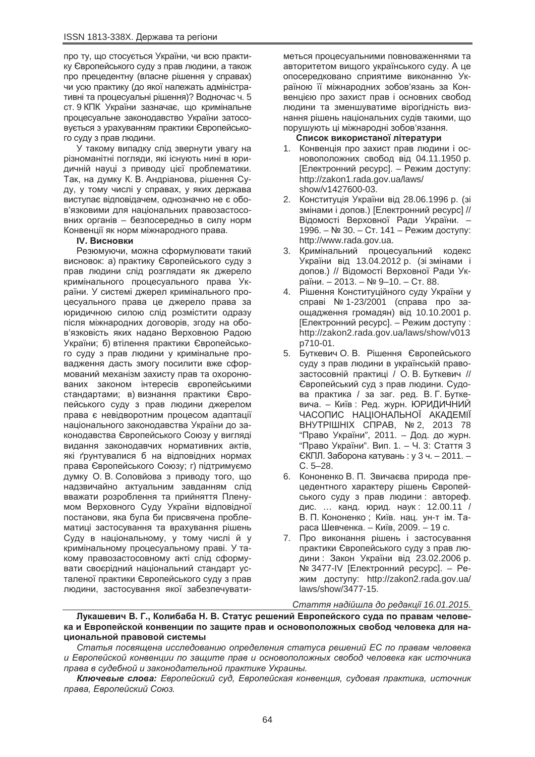про ту, що стосується України, чи всю практику Європейського суду з прав людини, а також про прецедентну (власне рішення у справах) чи усю практику (до якої належать адміністративні та процесуальні рішення)? Водночас ч. 5 ст. 9 КПК України зазначає, що кримінальне процесуальне законодавство України застосовується з урахуванням практики Європейського суду з прав людини.

У такому випадку слід звернути увагу на різноманітні погляди, які існують нині в юридичній науці з приводу цієї проблематики. Так, на думку К. В. Андріанова, рішення Суду, у тому числі у справах, у яких держава виступає відповідачем, однозначно не є обов'язковими для національних правозастосовних органів – безпосередньо в силу норм Конвенції як норм міжнародного права.

### IV. Висновки

Резюмуючи, можна сформулювати такий висновок: а) практику Європейського суду з прав людини слід розглядати як джерело кримінального процесуального права України. У системі джерел кримінального процесуального права це джерело права за юридичною силою слід розмістити одразу після міжнародних договорів, згоду на обов'язковість яких надано Верховною Радою України; б) втілення практики Європейського суду з прав людини у кримінальне провадження дасть змогу посилити вже сформований механізм захисту прав та охоронюваних законом інтересів європейськими стандартами; в) визнання практики Європейського суду з прав людини джерелом права є невідворотним процесом адаптації національного законодавства України до законодавства Європейського Союзу у вигляді видання законодавчих нормативних актів, які ґрунтувалися б на відповідних нормах права Європейського Союзу; г) підтримуємо думку О. В. Соловйова з приводу того, що надзвичайно актуальним завданням слід вважати розроблення та прийняття Пленумом Верховного Суду України відповідної постанови, яка була би присвячена проблематиці застосування та врахування рішень Суду в національному, у тому числі й у кримінальному процесуальному праві. У такому правозастосовному акті слід сформувати своєрідний національний стандарт усталеної практики Європейського суду з прав людини, застосування якої забезпечуватиметься процесуальними повноваженнями та авторитетом вищого українського суду. А це опосередковано сприятиме виконанню Україною її міжнародних зобов'язань за Конвенцією про захист прав і основних свобод людини та зменшуватиме вірогідність визнання рішень національних судів такими, що порушують ці міжнародні зобов'язання.

### Список використаної літератури

1. Конвенція про захист прав людини і основоположних свобод від 04.11.1950 р. [Електронний ресурс]. – Режим доступу: http://zakon1.rada.gov.ua/laws/show/v1427600-03.
2. Конституція України від 28.06.1996 р. (зі змінами і допов.) [Електронний ресурс] // Відомості Верховної Ради України. – 1996. – № 30. – Ст. 141 – Режим доступу: http://www.rada.gov.ua.
3. Кримінальний процесуальний кодекс України від 13.04.2012 р. (зі змінами і допов.) // Відомості Верховної Ради України. – 2013. – № 9–10. – Ст. 88.
4. Рішення Конституційного суду України у справі № 1-23/2001 (справа про заощадження громадян) від 10.10.2001 р. [Електронний ресурс]. – Режим доступу : http://zakon2.rada.gov.ua/laws/show/v013p710-01.
5. Буткевич О. В. Рішення Європейського суду з прав людини в українській правозастосовній практиці / О. В. Буткевич // Європейський суд з прав людини. Судова практика / за заг. ред. В. Г. Буткевича. – Київ : Ред. журн. ЮРИДИЧНИЙ ЧАСОПИС НАЦІОНАЛЬНОЇ АКАДЕМІЇ ВНУТРІШНІХ СПРАВ, № 2, 2013 78 "Право України", 2011. – Дод. до журн. "Право України". Вип. 1. – Ч. 3: Стаття 3 ЄКПЛ. Заборона катувань : у 3 ч. – 2011. – С. 5–28.
6. Кононенко В. П. Звичаєва природа прецедентного характеру рішень Європейського суду з прав людини : автореф. дис. … канд. юрид. наук : 12.00.11 / В. П. Кононенко ; Київ. нац. ун-т ім. Тараса Шевченка. – Київ, 2009. – 19 с.
7. Про виконання рішень і застосування практики Європейського суду з прав людини : Закон України від 23.02.2006 р. № 3477-IV [Електронний ресурс]. – Режим доступу: http://zakon2.rada.gov.ua/laws/show/3477-15.

*Стаття надійшла до редакції 16.01.2015.*

**Лукашевич В. Г., Колибаба Н. В. Статус решений Европейского суда по правам человека и Европейской конвенции по защите прав и основоположных свобод человека для национальной правовой системы**

*Статья посвящена исследованию определения статуса решений ЕС по правам человека и Европейской конвенции по защите прав и основоположных свобод человека как источника права в судебной и законодательной практике Украины.*

***Ключевые слова:*** *Европейский суд, Европейская конвенция, судовая практика, источник права, Европейский Союз.*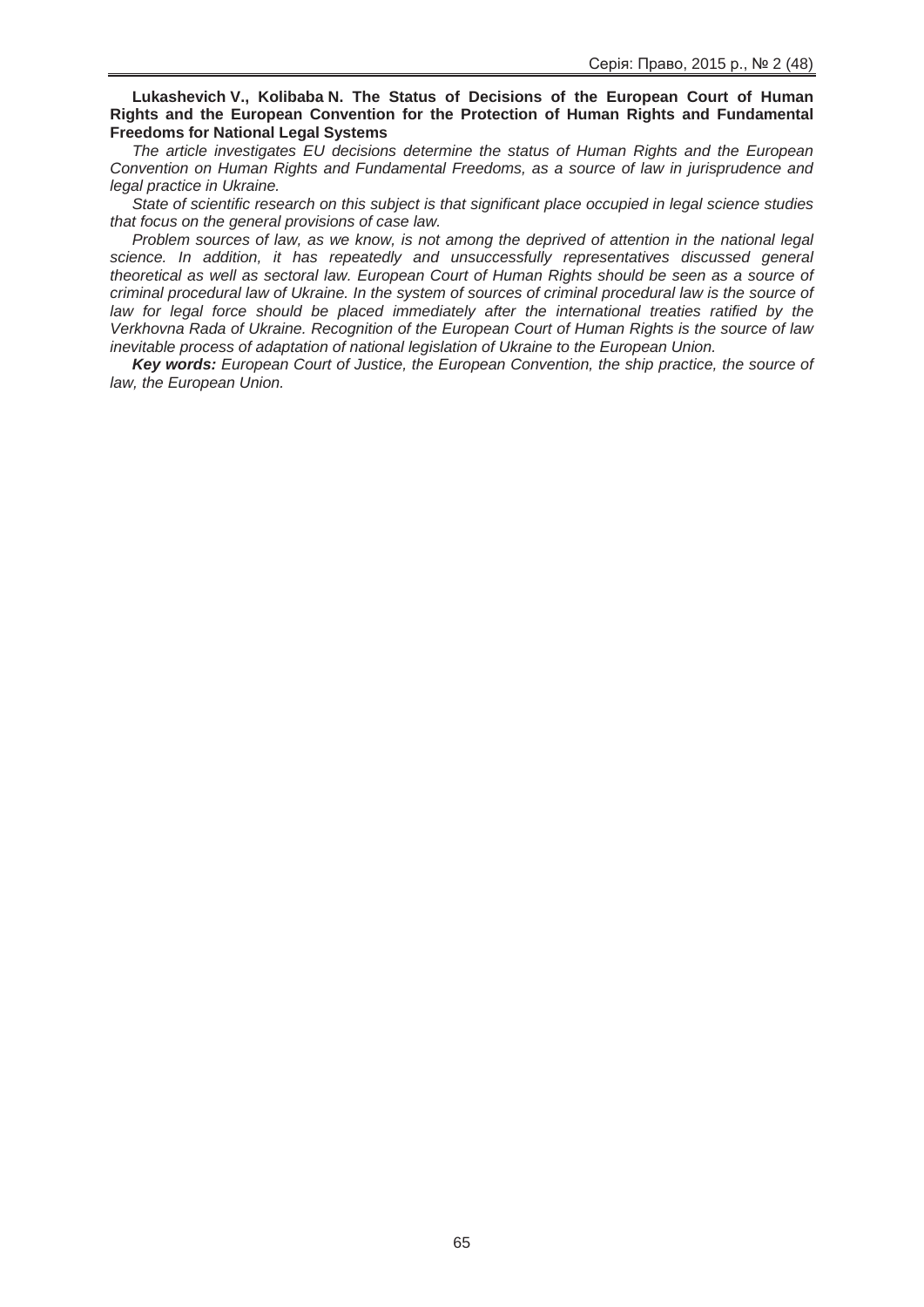**Lukashevich V., Kolibaba N. The Status of Decisions of the European Court of Human Rights and the European Convention for the Protection of Human Rights and Fundamental Freedoms for National Legal Systems**

*The article investigates EU decisions determine the status of Human Rights and the European Convention on Human Rights and Fundamental Freedoms, as a source of law in jurisprudence and legal practice in Ukraine.*

*State of scientific research on this subject is that significant place occupied in legal science studies that focus on the general provisions of case law.*

*Problem sources of law, as we know, is not among the deprived of attention in the national legal science. In addition, it has repeatedly and unsuccessfully representatives discussed general theoretical as well as sectoral law. European Court of Human Rights should be seen as a source of criminal procedural law of Ukraine. In the system of sources of criminal procedural law is the source of law for legal force should be placed immediately after the international treaties ratified by the Verkhovna Rada of Ukraine. Recognition of the European Court of Human Rights is the source of law inevitable process of adaptation of national legislation of Ukraine to the European Union.*

***Key words:*** *European Court of Justice, the European Convention, the ship practice, the source of law, the European Union.*